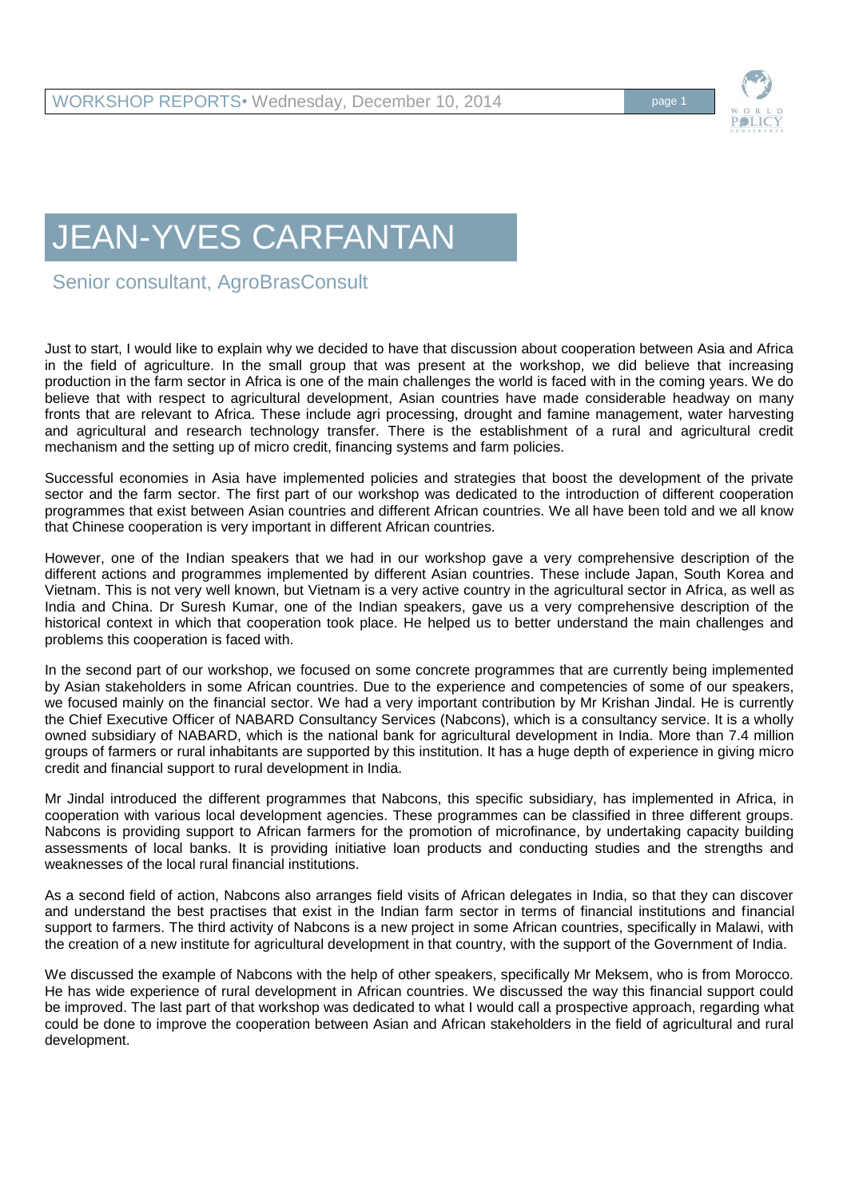# JEAN-YVES CARFANTAN

## Senior consultant, AgroBrasConsult

Just to start, I would like to explain why we decided to have that discussion about cooperation between Asia and Africa in the field of agriculture. In the small group that was present at the workshop, we did believe that increasing production in the farm sector in Africa is one of the main challenges the world is faced with in the coming years. We do believe that with respect to agricultural development, Asian countries have made considerable headway on many fronts that are relevant to Africa. These include agri processing, drought and famine management, water harvesting and agricultural and research technology transfer. There is the establishment of a rural and agricultural credit mechanism and the setting up of micro credit, financing systems and farm policies.

Successful economies in Asia have implemented policies and strategies that boost the development of the private sector and the farm sector. The first part of our workshop was dedicated to the introduction of different cooperation programmes that exist between Asian countries and different African countries. We all have been told and we all know that Chinese cooperation is very important in different African countries.

However, one of the Indian speakers that we had in our workshop gave a very comprehensive description of the different actions and programmes implemented by different Asian countries. These include Japan, South Korea and Vietnam. This is not very well known, but Vietnam is a very active country in the agricultural sector in Africa, as well as India and China. Dr Suresh Kumar, one of the Indian speakers, gave us a very comprehensive description of the historical context in which that cooperation took place. He helped us to better understand the main challenges and problems this cooperation is faced with.

In the second part of our workshop, we focused on some concrete programmes that are currently being implemented by Asian stakeholders in some African countries. Due to the experience and competencies of some of our speakers, we focused mainly on the financial sector. We had a very important contribution by Mr Krishan Jindal. He is currently the Chief Executive Officer of NABARD Consultancy Services (Nabcons), which is a consultancy service. It is a wholly owned subsidiary of NABARD, which is the national bank for agricultural development in India. More than 7.4 million groups of farmers or rural inhabitants are supported by this institution. It has a huge depth of experience in giving micro credit and financial support to rural development in India.

Mr Jindal introduced the different programmes that Nabcons, this specific subsidiary, has implemented in Africa, in cooperation with various local development agencies. These programmes can be classified in three different groups. Nabcons is providing support to African farmers for the promotion of microfinance, by undertaking capacity building assessments of local banks. It is providing initiative loan products and conducting studies and the strengths and weaknesses of the local rural financial institutions.

As a second field of action, Nabcons also arranges field visits of African delegates in India, so that they can discover and understand the best practises that exist in the Indian farm sector in terms of financial institutions and financial support to farmers. The third activity of Nabcons is a new project in some African countries, specifically in Malawi, with the creation of a new institute for agricultural development in that country, with the support of the Government of India.

We discussed the example of Nabcons with the help of other speakers, specifically Mr Meksem, who is from Morocco. He has wide experience of rural development in African countries. We discussed the way this financial support could be improved. The last part of that workshop was dedicated to what I would call a prospective approach, regarding what could be done to improve the cooperation between Asian and African stakeholders in the field of agricultural and rural development.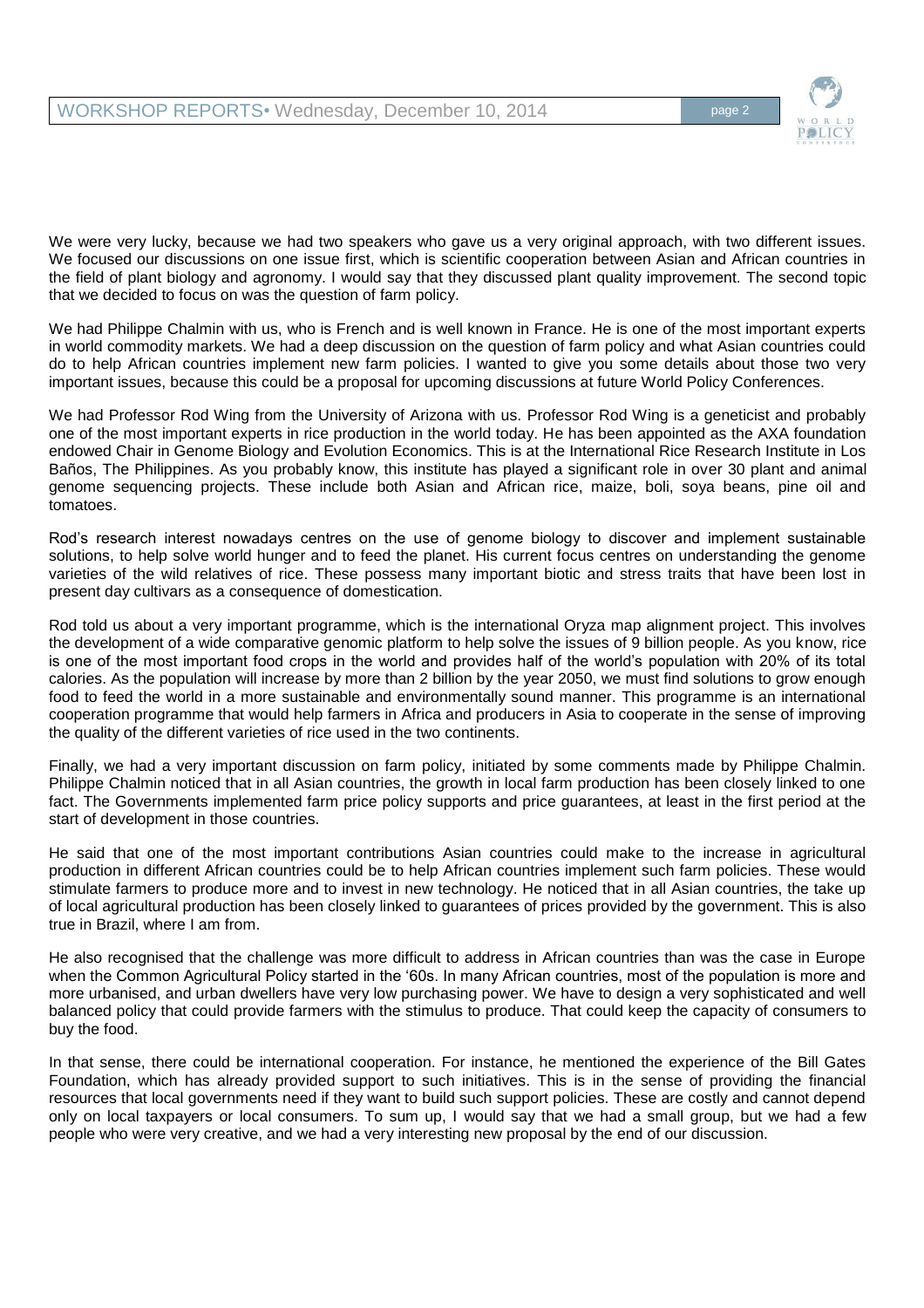We were very lucky, because we had two speakers who gave us a very original approach, with two different issues. We focused our discussions on one issue first, which is scientific cooperation between Asian and African countries in the field of plant biology and agronomy. I would say that they discussed plant quality improvement. The second topic that we decided to focus on was the question of farm policy.

We had Philippe Chalmin with us, who is French and is well known in France. He is one of the most important experts in world commodity markets. We had a deep discussion on the question of farm policy and what Asian countries could do to help African countries implement new farm policies. I wanted to give you some details about those two very important issues, because this could be a proposal for upcoming discussions at future World Policy Conferences.

We had Professor Rod Wing from the University of Arizona with us. Professor Rod Wing is a geneticist and probably one of the most important experts in rice production in the world today. He has been appointed as the AXA foundation endowed Chair in Genome Biology and Evolution Economics. This is at the International Rice Research Institute in Los Baños, The Philippines. As you probably know, this institute has played a significant role in over 30 plant and animal genome sequencing projects. These include both Asian and African rice, maize, boli, soya beans, pine oil and tomatoes.

Rod's research interest nowadays centres on the use of genome biology to discover and implement sustainable solutions, to help solve world hunger and to feed the planet. His current focus centres on understanding the genome varieties of the wild relatives of rice. These possess many important biotic and stress traits that have been lost in present day cultivars as a consequence of domestication.

Rod told us about a very important programme, which is the international Oryza map alignment project. This involves the development of a wide comparative genomic platform to help solve the issues of 9 billion people. As you know, rice is one of the most important food crops in the world and provides half of the world's population with 20% of its total calories. As the population will increase by more than 2 billion by the year 2050, we must find solutions to grow enough food to feed the world in a more sustainable and environmentally sound manner. This programme is an international cooperation programme that would help farmers in Africa and producers in Asia to cooperate in the sense of improving the quality of the different varieties of rice used in the two continents.

Finally, we had a very important discussion on farm policy, initiated by some comments made by Philippe Chalmin. Philippe Chalmin noticed that in all Asian countries, the growth in local farm production has been closely linked to one fact. The Governments implemented farm price policy supports and price guarantees, at least in the first period at the start of development in those countries.

He said that one of the most important contributions Asian countries could make to the increase in agricultural production in different African countries could be to help African countries implement such farm policies. These would stimulate farmers to produce more and to invest in new technology. He noticed that in all Asian countries, the take up of local agricultural production has been closely linked to guarantees of prices provided by the government. This is also true in Brazil, where I am from.

He also recognised that the challenge was more difficult to address in African countries than was the case in Europe when the Common Agricultural Policy started in the '60s. In many African countries, most of the population is more and more urbanised, and urban dwellers have very low purchasing power. We have to design a very sophisticated and well balanced policy that could provide farmers with the stimulus to produce. That could keep the capacity of consumers to buy the food.

In that sense, there could be international cooperation. For instance, he mentioned the experience of the Bill Gates Foundation, which has already provided support to such initiatives. This is in the sense of providing the financial resources that local governments need if they want to build such support policies. These are costly and cannot depend only on local taxpayers or local consumers. To sum up, I would say that we had a small group, but we had a few people who were very creative, and we had a very interesting new proposal by the end of our discussion.